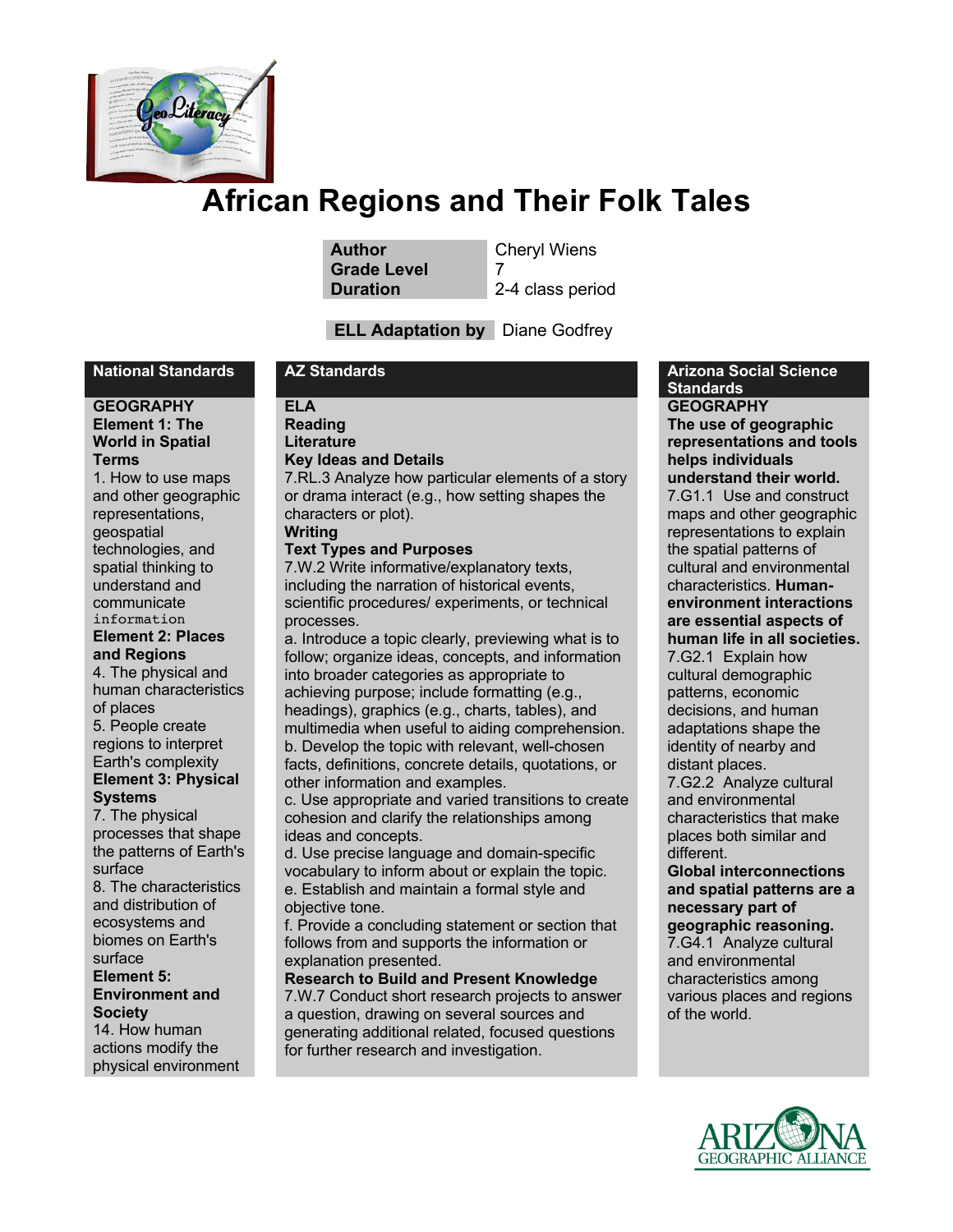# African Regions and Their Folk Tales

| | |
|---|---|
| **Author** | Cheryl Wiens |
| **Grade Level** | 7 |
| **Duration** | 2-4 class period |

**ELL Adaptation by** Diane Godfrey

## National Standards

**GEOGRAPHY**

**Element 1: The World in Spatial Terms**

1. How to use maps and other geographic representations, geospatial technologies, and spatial thinking to understand and communicate information

**Element 2: Places and Regions**

4. The physical and human characteristics of places
5. People create regions to interpret Earth's complexity

**Element 3: Physical Systems**

7. The physical processes that shape the patterns of Earth's surface
8. The characteristics and distribution of ecosystems and biomes on Earth's surface

**Element 5: Environment and Society**

14. How human actions modify the physical environment

## AZ Standards

**ELA**

**Reading**

**Literature**

**Key Ideas and Details**

7.RL.3 Analyze how particular elements of a story or drama interact (e.g., how setting shapes the characters or plot).

**Writing**

**Text Types and Purposes**

7.W.2 Write informative/explanatory texts, including the narration of historical events, scientific procedures/ experiments, or technical processes.

a. Introduce a topic clearly, previewing what is to follow; organize ideas, concepts, and information into broader categories as appropriate to achieving purpose; include formatting (e.g., headings), graphics (e.g., charts, tables), and multimedia when useful to aiding comprehension.

b. Develop the topic with relevant, well-chosen facts, definitions, concrete details, quotations, or other information and examples.

c. Use appropriate and varied transitions to create cohesion and clarify the relationships among ideas and concepts.

d. Use precise language and domain-specific vocabulary to inform about or explain the topic.

e. Establish and maintain a formal style and objective tone.

f. Provide a concluding statement or section that follows from and supports the information or explanation presented.

**Research to Build and Present Knowledge**

7.W.7 Conduct short research projects to answer a question, drawing on several sources and generating additional related, focused questions for further research and investigation.

## Arizona Social Science Standards

**GEOGRAPHY**

**The use of geographic representations and tools helps individuals understand their world.**

7.G1.1 Use and construct maps and other geographic representations to explain the spatial patterns of cultural and environmental characteristics. **Human-environment interactions are essential aspects of human life in all societies.**

7.G2.1 Explain how cultural demographic patterns, economic decisions, and human adaptations shape the identity of nearby and distant places.

7.G2.2 Analyze cultural and environmental characteristics that make places both similar and different.

**Global interconnections and spatial patterns are a necessary part of geographic reasoning.**

7.G4.1 Analyze cultural and environmental characteristics among various places and regions of the world.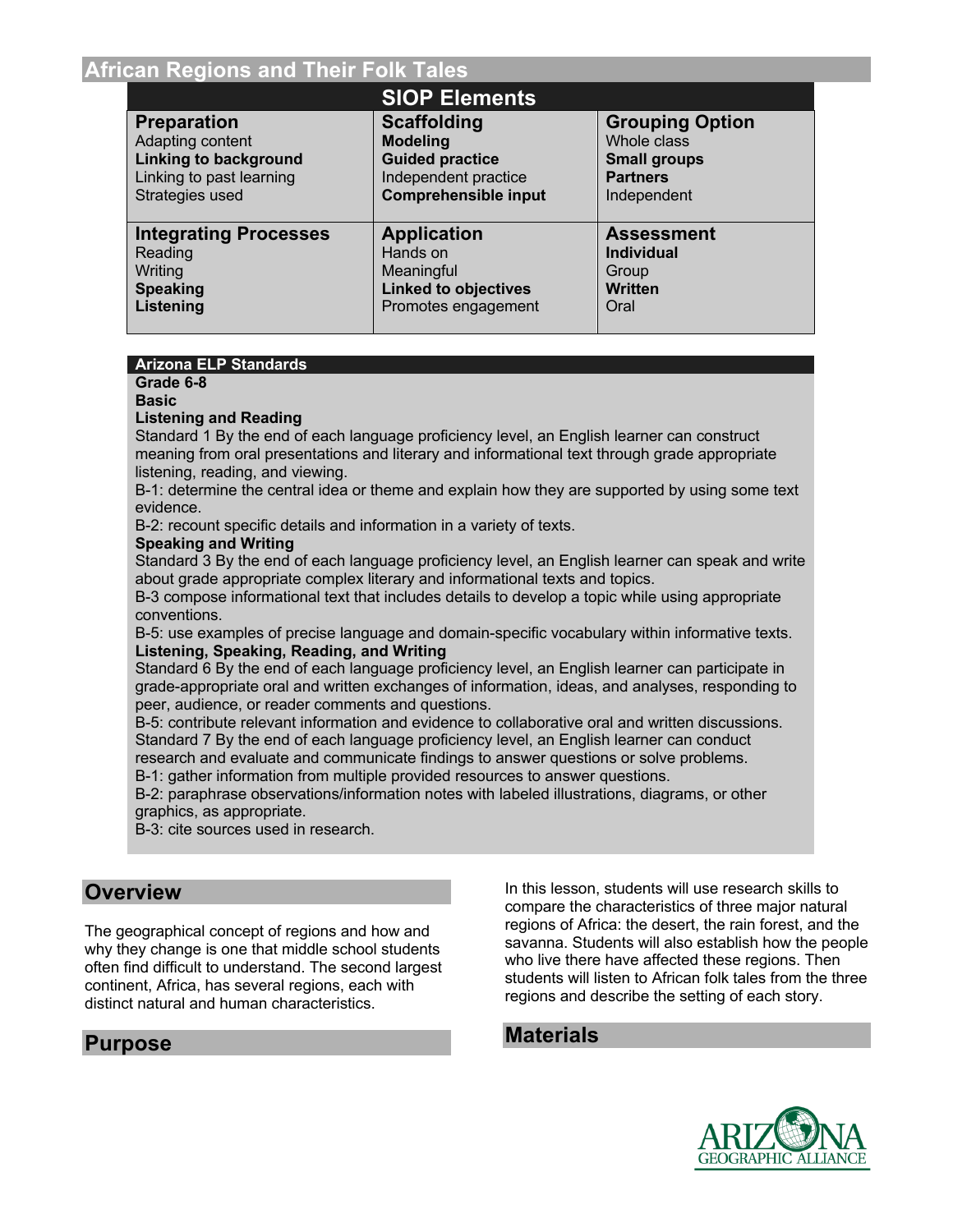## African Regions and Their Folk Tales

| SIOP Elements | | |
|---|---|---|
| **Preparation** | **Scaffolding** | **Grouping Option** |
| Adapting content | **Modeling** | Whole class |
| **Linking to background** | **Guided practice** | **Small groups** |
| Linking to past learning | Independent practice | **Partners** |
| Strategies used | **Comprehensible input** | Independent |
| **Integrating Processes** | **Application** | **Assessment** |
| Reading | Hands on | **Individual** |
| Writing | Meaningful | Group |
| **Speaking** | **Linked to objectives** | **Written** |
| **Listening** | Promotes engagement | Oral |

**Arizona ELP Standards**

**Grade 6-8**

**Basic**

**Listening and Reading**

Standard 1 By the end of each language proficiency level, an English learner can construct meaning from oral presentations and literary and informational text through grade appropriate listening, reading, and viewing.

B-1: determine the central idea or theme and explain how they are supported by using some text evidence.

B-2: recount specific details and information in a variety of texts.

**Speaking and Writing**

Standard 3 By the end of each language proficiency level, an English learner can speak and write about grade appropriate complex literary and informational texts and topics.

B-3 compose informational text that includes details to develop a topic while using appropriate conventions.

B-5: use examples of precise language and domain-specific vocabulary within informative texts.

**Listening, Speaking, Reading, and Writing**

Standard 6 By the end of each language proficiency level, an English learner can participate in grade-appropriate oral and written exchanges of information, ideas, and analyses, responding to peer, audience, or reader comments and questions.

B-5: contribute relevant information and evidence to collaborative oral and written discussions.

Standard 7 By the end of each language proficiency level, an English learner can conduct research and evaluate and communicate findings to answer questions or solve problems.

B-1: gather information from multiple provided resources to answer questions.

B-2: paraphrase observations/information notes with labeled illustrations, diagrams, or other graphics, as appropriate.

B-3: cite sources used in research.

## Overview

The geographical concept of regions and how and why they change is one that middle school students often find difficult to understand. The second largest continent, Africa, has several regions, each with distinct natural and human characteristics.

## Purpose

In this lesson, students will use research skills to compare the characteristics of three major natural regions of Africa: the desert, the rain forest, and the savanna. Students will also establish how the people who live there have affected these regions. Then students will listen to African folk tales from the three regions and describe the setting of each story.

## Materials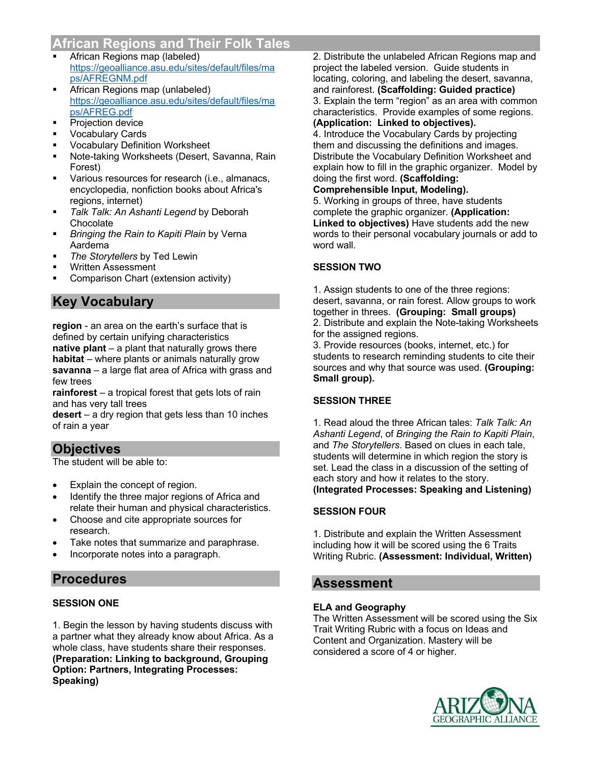## African Regions and Their Folk Tales

- African Regions map (labeled) https://geoalliance.asu.edu/sites/default/files/maps/AFREGNM.pdf
- African Regions map (unlabeled) https://geoalliance.asu.edu/sites/default/files/maps/AFREG.pdf
- Projection device
- Vocabulary Cards
- Vocabulary Definition Worksheet
- Note-taking Worksheets (Desert, Savanna, Rain Forest)
- Various resources for research (i.e., almanacs, encyclopedia, nonfiction books about Africa's regions, internet)
- *Talk Talk: An Ashanti Legend* by Deborah Chocolate
- *Bringing the Rain to Kapiti Plain* by Verna Aardema
- *The Storytellers* by Ted Lewin
- Written Assessment
- Comparison Chart (extension activity)

## Key Vocabulary

**region** - an area on the earth's surface that is defined by certain unifying characteristics
**native plant** – a plant that naturally grows there
**habitat** – where plants or animals naturally grow
**savanna** – a large flat area of Africa with grass and few trees
**rainforest** – a tropical forest that gets lots of rain and has very tall trees
**desert** – a dry region that gets less than 10 inches of rain a year

## Objectives

The student will be able to:

- Explain the concept of region.
- Identify the three major regions of Africa and relate their human and physical characteristics.
- Choose and cite appropriate sources for research.
- Take notes that summarize and paraphrase.
- Incorporate notes into a paragraph.

## Procedures

### SESSION ONE

1. Begin the lesson by having students discuss with a partner what they already know about Africa. As a whole class, have students share their responses. **(Preparation: Linking to background, Grouping Option: Partners, Integrating Processes: Speaking)**
2. Distribute the unlabeled African Regions map and project the labeled version. Guide students in locating, coloring, and labeling the desert, savanna, and rainforest. **(Scaffolding: Guided practice)**
3. Explain the term "region" as an area with common characteristics. Provide examples of some regions. **(Application: Linked to objectives).**
4. Introduce the Vocabulary Cards by projecting them and discussing the definitions and images. Distribute the Vocabulary Definition Worksheet and explain how to fill in the graphic organizer. Model by doing the first word. **(Scaffolding: Comprehensible Input, Modeling).**
5. Working in groups of three, have students complete the graphic organizer. **(Application: Linked to objectives)** Have students add the new words to their personal vocabulary journals or add to word wall.

### SESSION TWO

1. Assign students to one of the three regions: desert, savanna, or rain forest. Allow groups to work together in threes. **(Grouping: Small groups)**
2. Distribute and explain the Note-taking Worksheets for the assigned regions.
3. Provide resources (books, internet, etc.) for students to research reminding students to cite their sources and why that source was used. **(Grouping: Small group).**

### SESSION THREE

1. Read aloud the three African tales: *Talk Talk: An Ashanti Legend*, of *Bringing the Rain to Kapiti Plain*, and *The Storytellers*. Based on clues in each tale, students will determine in which region the story is set. Lead the class in a discussion of the setting of each story and how it relates to the story. **(Integrated Processes: Speaking and Listening)**

### SESSION FOUR

1. Distribute and explain the Written Assessment including how it will be scored using the 6 Traits Writing Rubric. **(Assessment: Individual, Written)**

## Assessment

**ELA and Geography**
The Written Assessment will be scored using the Six Trait Writing Rubric with a focus on Ideas and Content and Organization. Mastery will be considered a score of 4 or higher.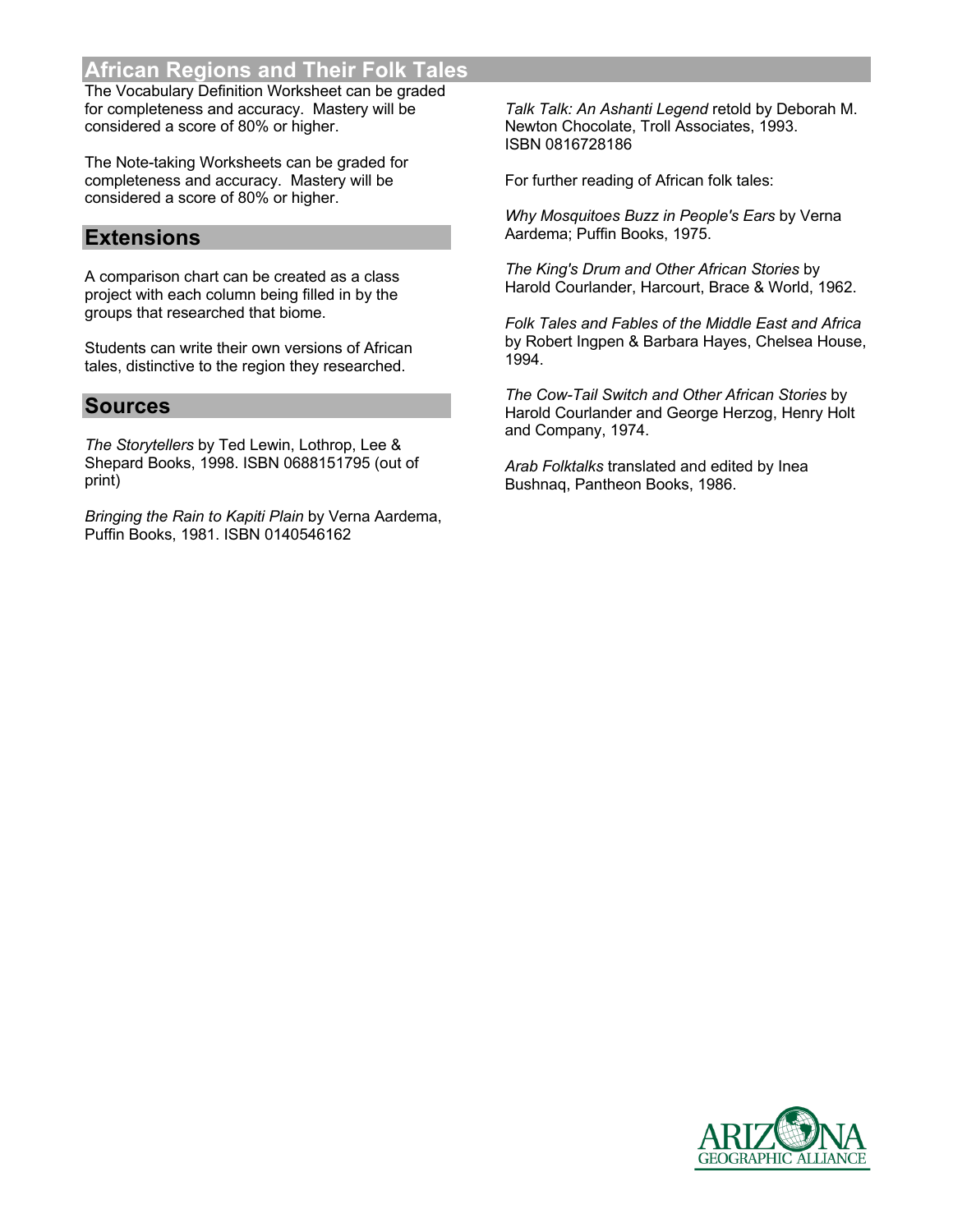## African Regions and Their Folk Tales

The Vocabulary Definition Worksheet can be graded for completeness and accuracy. Mastery will be considered a score of 80% or higher.

The Note-taking Worksheets can be graded for completeness and accuracy. Mastery will be considered a score of 80% or higher.

## Extensions

A comparison chart can be created as a class project with each column being filled in by the groups that researched that biome.

Students can write their own versions of African tales, distinctive to the region they researched.

## Sources

*The Storytellers* by Ted Lewin, Lothrop, Lee & Shepard Books, 1998. ISBN 0688151795 (out of print)

*Bringing the Rain to Kapiti Plain* by Verna Aardema, Puffin Books, 1981. ISBN 0140546162

*Talk Talk: An Ashanti Legend* retold by Deborah M. Newton Chocolate, Troll Associates, 1993. ISBN 0816728186

For further reading of African folk tales:

*Why Mosquitoes Buzz in People's Ears* by Verna Aardema; Puffin Books, 1975.

*The King's Drum and Other African Stories* by Harold Courlander, Harcourt, Brace & World, 1962.

*Folk Tales and Fables of the Middle East and Africa* by Robert Ingpen & Barbara Hayes, Chelsea House, 1994.

*The Cow-Tail Switch and Other African Stories* by Harold Courlander and George Herzog, Henry Holt and Company, 1974.

*Arab Folktalks* translated and edited by Inea Bushnaq, Pantheon Books, 1986.